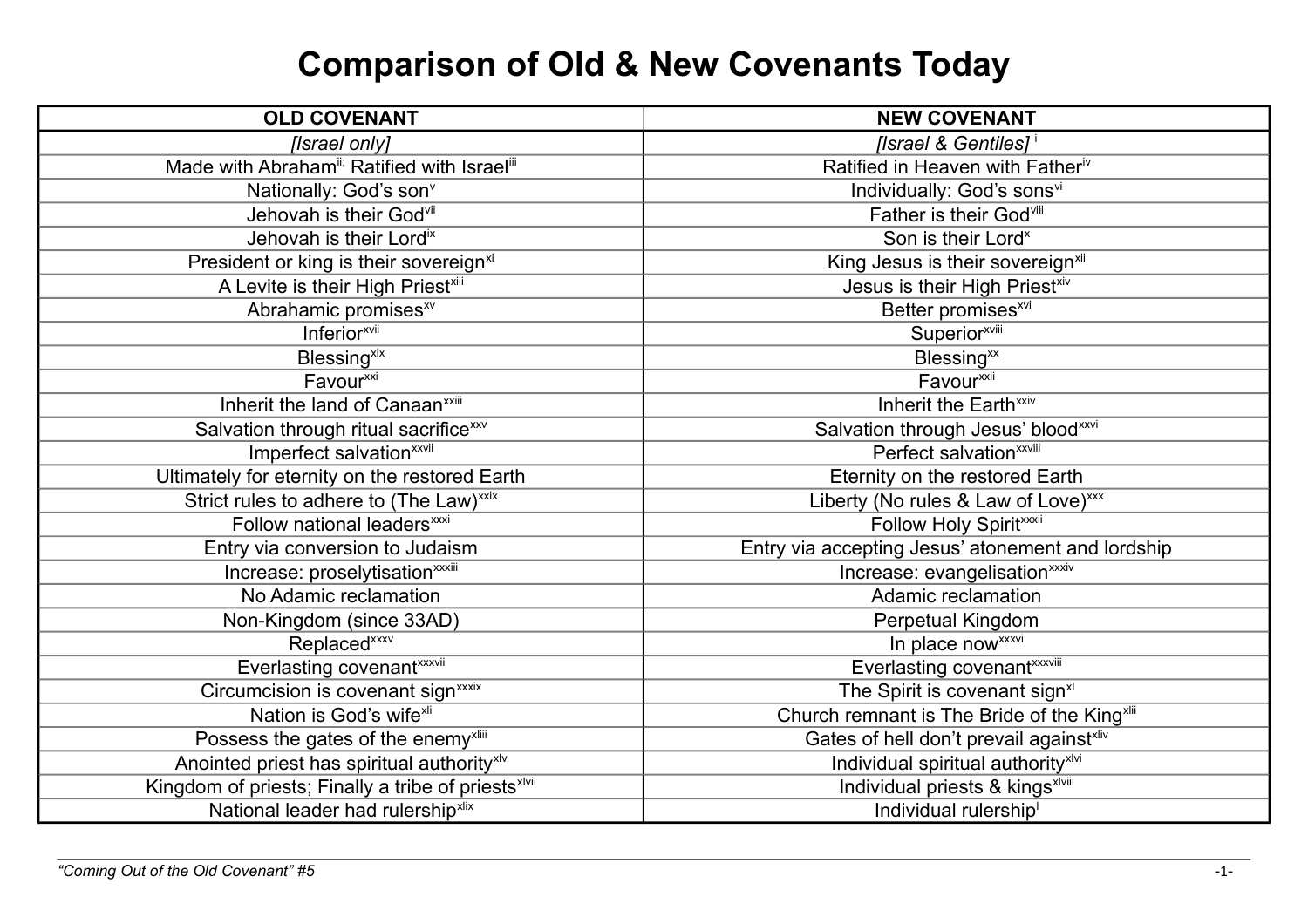# Comparison of Old & New Covenants Today

| OLD COVENANT | NEW COVENANT |
|---|---|
| *[Israel only]* | *[Israel & Gentiles]* [i] |
| Made with Abraham[ii]; Ratified with Israel[iii] | Ratified in Heaven with Father[iv] |
| Nationally: God's son[v] | Individually: God's sons[vi] |
| Jehovah is their God[vii] | Father is their God[viii] |
| Jehovah is their Lord[ix] | Son is their Lord[x] |
| President or king is their sovereign[xi] | King Jesus is their sovereign[xii] |
| A Levite is their High Priest[xiii] | Jesus is their High Priest[xiv] |
| Abrahamic promises[xv] | Better promises[xvi] |
| Inferior[xvii] | Superior[xviii] |
| Blessing[xix] | Blessing[xx] |
| Favour[xxi] | Favour[xxii] |
| Inherit the land of Canaan[xxiii] | Inherit the Earth[xxiv] |
| Salvation through ritual sacrifice[xxv] | Salvation through Jesus' blood[xxvi] |
| Imperfect salvation[xxvii] | Perfect salvation[xxviii] |
| Ultimately for eternity on the restored Earth | Eternity on the restored Earth |
| Strict rules to adhere to (The Law)[xxix] | Liberty (No rules & Law of Love)[xxx] |
| Follow national leaders[xxxi] | Follow Holy Spirit[xxxii] |
| Entry via conversion to Judaism | Entry via accepting Jesus' atonement and lordship |
| Increase: proselytisation[xxxiii] | Increase: evangelisation[xxxiv] |
| No Adamic reclamation | Adamic reclamation |
| Non-Kingdom (since 33AD) | Perpetual Kingdom |
| Replaced[xxxv] | In place now[xxxvi] |
| Everlasting covenant[xxxvii] | Everlasting covenant[xxxviii] |
| Circumcision is covenant sign[xxxix] | The Spirit is covenant sign[xl] |
| Nation is God's wife[xli] | Church remnant is The Bride of the King[xlii] |
| Possess the gates of the enemy[xliii] | Gates of hell don't prevail against[xliv] |
| Anointed priest has spiritual authority[xlv] | Individual spiritual authority[xlvi] |
| Kingdom of priests; Finally a tribe of priests[xlvii] | Individual priests & kings[xlviii] |
| National leader had rulership[xlix] | Individual rulership[l] |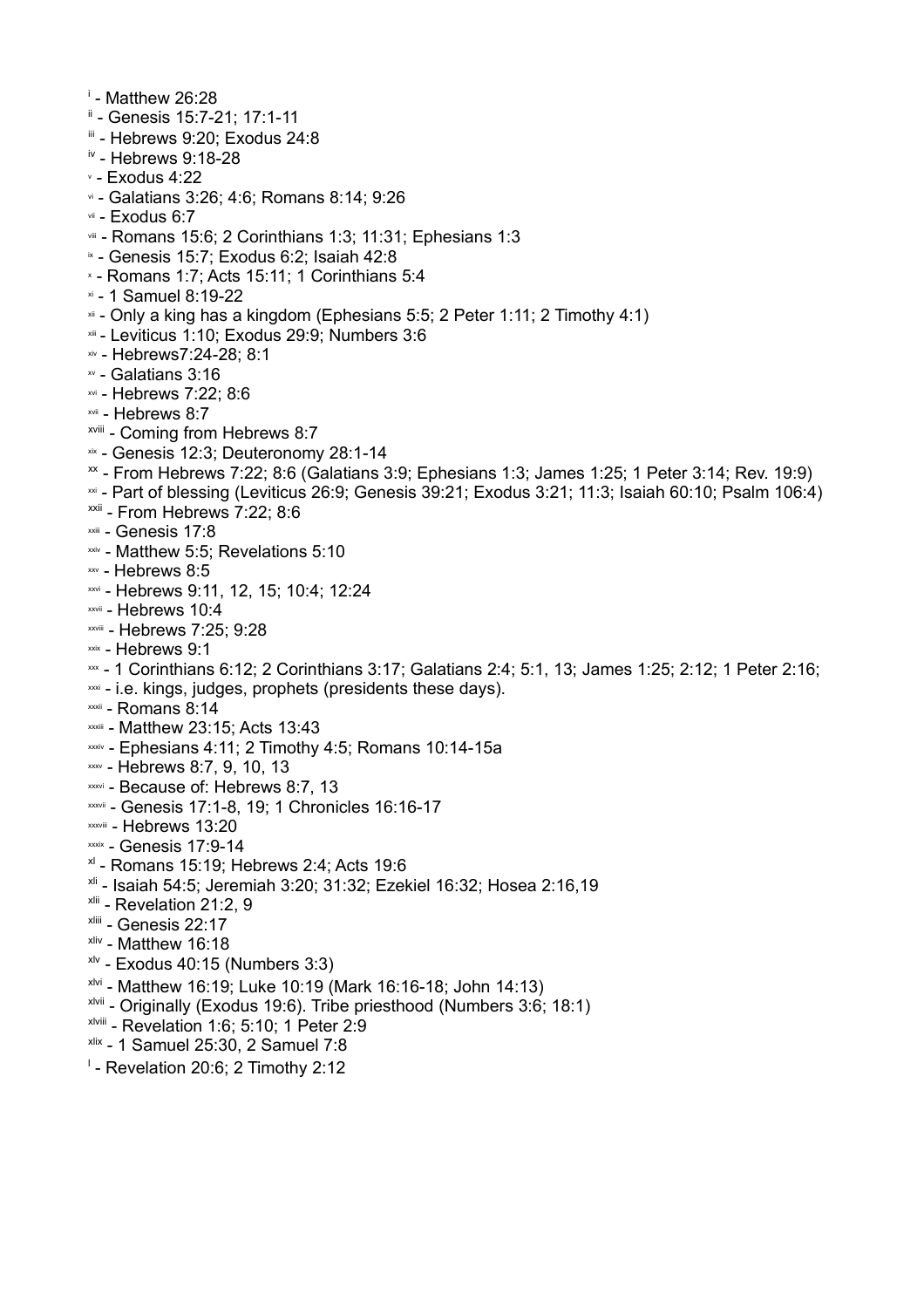[i] - Matthew 26:28
[ii] - Genesis 15:7-21; 17:1-11
[iii] - Hebrews 9:20; Exodus 24:8
[iv] - Hebrews 9:18-28
[v] - Exodus 4:22
[vi] - Galatians 3:26; 4:6; Romans 8:14; 9:26
[vii] - Exodus 6:7
[viii] - Romans 15:6; 2 Corinthians 1:3; 11:31; Ephesians 1:3
[ix] - Genesis 15:7; Exodus 6:2; Isaiah 42:8
[x] - Romans 1:7; Acts 15:11; 1 Corinthians 5:4
[xi] - 1 Samuel 8:19-22
[xii] - Only a king has a kingdom (Ephesians 5:5; 2 Peter 1:11; 2 Timothy 4:1)
[xiii] - Leviticus 1:10; Exodus 29:9; Numbers 3:6
[xiv] - Hebrews7:24-28; 8:1
[xv] - Galatians 3:16
[xvi] - Hebrews 7:22; 8:6
[xvii] - Hebrews 8:7
[xviii] - Coming from Hebrews 8:7
[xix] - Genesis 12:3; Deuteronomy 28:1-14
[xx] - From Hebrews 7:22; 8:6 (Galatians 3:9; Ephesians 1:3; James 1:25; 1 Peter 3:14; Rev. 19:9)
[xxi] - Part of blessing (Leviticus 26:9; Genesis 39:21; Exodus 3:21; 11:3; Isaiah 60:10; Psalm 106:4)
[xxii] - From Hebrews 7:22; 8:6
[xxiii] - Genesis 17:8
[xxiv] - Matthew 5:5; Revelations 5:10
[xxv] - Hebrews 8:5
[xxvi] - Hebrews 9:11, 12, 15; 10:4; 12:24
[xxvii] - Hebrews 10:4
[xxviii] - Hebrews 7:25; 9:28
[xxix] - Hebrews 9:1
[xxx] - 1 Corinthians 6:12; 2 Corinthians 3:17; Galatians 2:4; 5:1, 13; James 1:25; 2:12; 1 Peter 2:16;
[xxxi] - i.e. kings, judges, prophets (presidents these days).
[xxxii] - Romans 8:14
[xxxiii] - Matthew 23:15; Acts 13:43
[xxxiv] - Ephesians 4:11; 2 Timothy 4:5; Romans 10:14-15a
[xxxv] - Hebrews 8:7, 9, 10, 13
[xxxvi] - Because of: Hebrews 8:7, 13
[xxxvii] - Genesis 17:1-8, 19; 1 Chronicles 16:16-17
[xxxviii] - Hebrews 13:20
[xxxix] - Genesis 17:9-14
[xl] - Romans 15:19; Hebrews 2:4; Acts 19:6
[xli] - Isaiah 54:5; Jeremiah 3:20; 31:32; Ezekiel 16:32; Hosea 2:16,19
[xlii] - Revelation 21:2, 9
[xliii] - Genesis 22:17
[xliv] - Matthew 16:18
[xlv] - Exodus 40:15 (Numbers 3:3)
[xlvi] - Matthew 16:19; Luke 10:19 (Mark 16:16-18; John 14:13)
[xlvii] - Originally (Exodus 19:6). Tribe priesthood (Numbers 3:6; 18:1)
[xlviii] - Revelation 1:6; 5:10; 1 Peter 2:9
[xlix] - 1 Samuel 25:30, 2 Samuel 7:8
[l] - Revelation 20:6; 2 Timothy 2:12